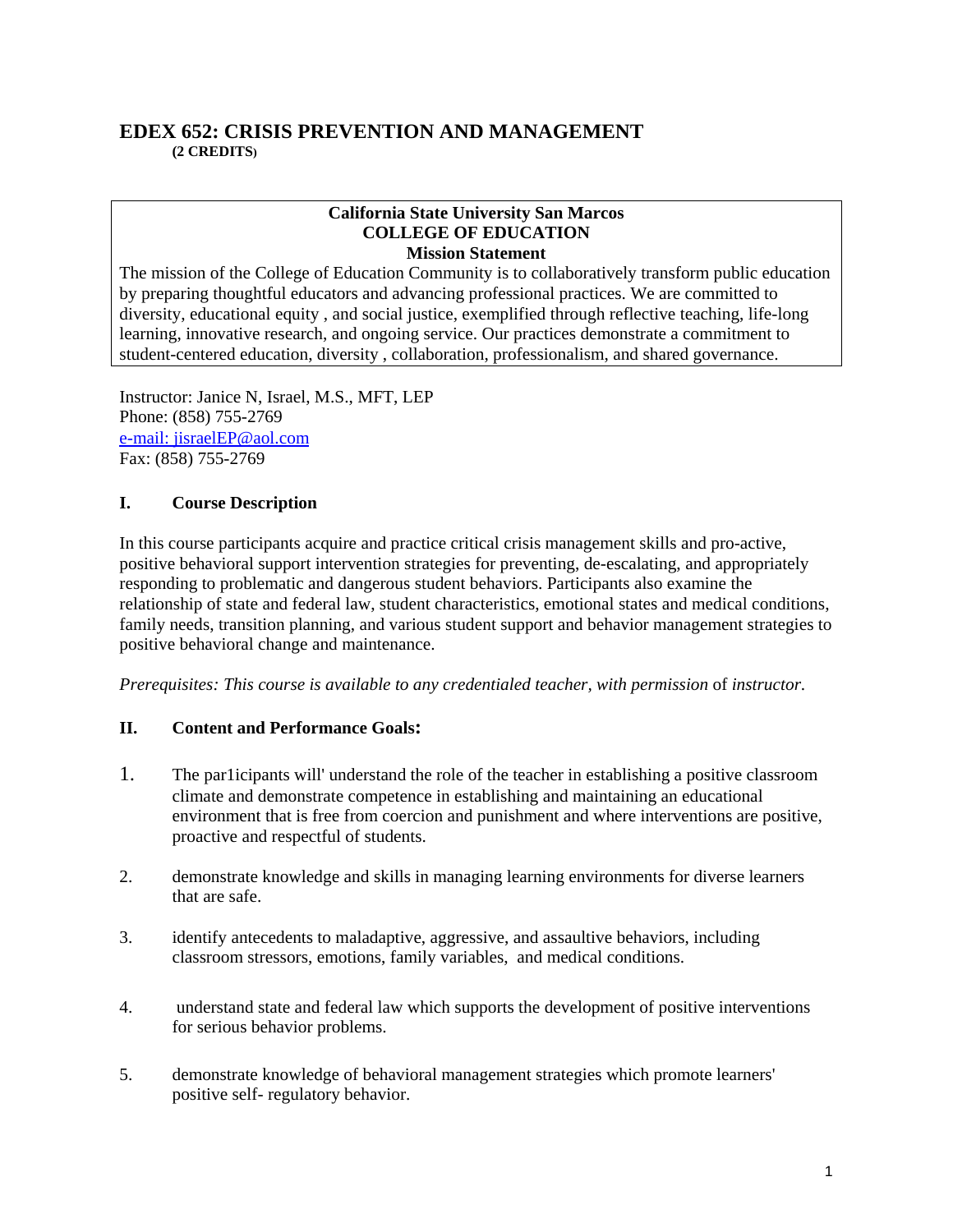# EDEX 652: CRISIS PREVENTION AND MANAGEMENT

**(2 CREDITS)**

**California State University San Marcos**
**COLLEGE OF EDUCATION**
**Mission Statement**

The mission of the College of Education Community is to collaboratively transform public education by preparing thoughtful educators and advancing professional practices. We are committed to diversity, educational equity , and social justice, exemplified through reflective teaching, life-long learning, innovative research, and ongoing service. Our practices demonstrate a commitment to student-centered education, diversity , collaboration, professionalism, and shared governance.

Instructor: Janice N, Israel, M.S., MFT, LEP
Phone: (858) 755-2769
e-mail: jisraelEP@aol.com
Fax: (858) 755-2769

## I. Course Description

In this course participants acquire and practice critical crisis management skills and pro-active, positive behavioral support intervention strategies for preventing, de-escalating, and appropriately responding to problematic and dangerous student behaviors. Participants also examine the relationship of state and federal law, student characteristics, emotional states and medical conditions, family needs, transition planning, and various student support and behavior management strategies to positive behavioral change and maintenance.

*Prerequisites: This course is available to any credentialed teacher, with permission* of *instructor.*

## II. Content and Performance Goals:

1. The par1icipants will' understand the role of the teacher in establishing a positive classroom climate and demonstrate competence in establishing and maintaining an educational environment that is free from coercion and punishment and where interventions are positive, proactive and respectful of students.

2. demonstrate knowledge and skills in managing learning environments for diverse learners that are safe.

3. identify antecedents to maladaptive, aggressive, and assaultive behaviors, including classroom stressors, emotions, family variables, and medical conditions.

4. understand state and federal law which supports the development of positive interventions for serious behavior problems.

5. demonstrate knowledge of behavioral management strategies which promote learners' positive self- regulatory behavior.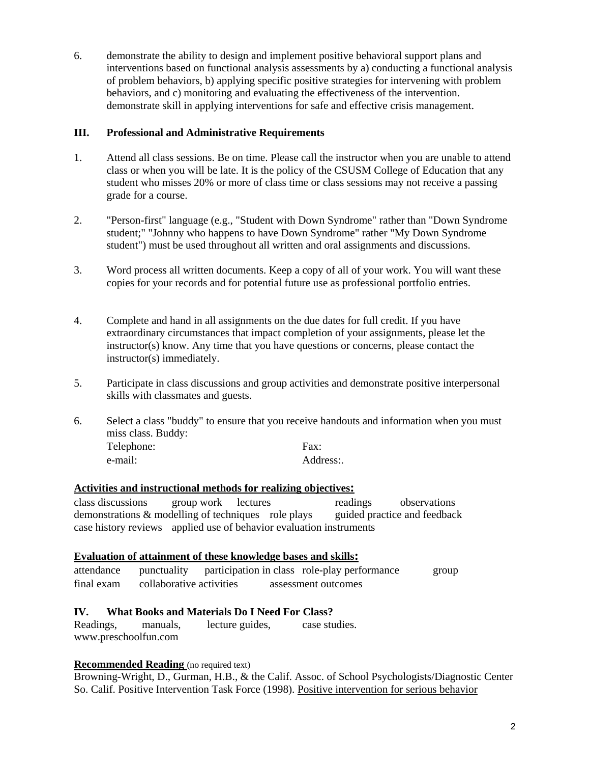6. demonstrate the ability to design and implement positive behavioral support plans and interventions based on functional analysis assessments by a) conducting a functional analysis of problem behaviors, b) applying specific positive strategies for intervening with problem behaviors, and c) monitoring and evaluating the effectiveness of the intervention. demonstrate skill in applying interventions for safe and effective crisis management.

## III. Professional and Administrative Requirements

1. Attend all class sessions. Be on time. Please call the instructor when you are unable to attend class or when you will be late. It is the policy of the CSUSM College of Education that any student who misses 20% or more of class time or class sessions may not receive a passing grade for a course.

2. "Person-first" language (e.g., "Student with Down Syndrome" rather than "Down Syndrome student;" "Johnny who happens to have Down Syndrome" rather "My Down Syndrome student") must be used throughout all written and oral assignments and discussions.

3. Word process all written documents. Keep a copy of all of your work. You will want these copies for your records and for potential future use as professional portfolio entries.

4. Complete and hand in all assignments on the due dates for full credit. If you have extraordinary circumstances that impact completion of your assignments, please let the instructor(s) know. Any time that you have questions or concerns, please contact the instructor(s) immediately.

5. Participate in class discussions and group activities and demonstrate positive interpersonal skills with classmates and guests.

6. Select a class "buddy" to ensure that you receive handouts and information when you must miss class. Buddy:
   Telephone: Fax:
   e-mail: Address:.

**Activities and instructional methods for realizing objectives:**

class discussions group work lectures readings observations
demonstrations & modelling of techniques role plays guided practice and feedback
case history reviews applied use of behavior evaluation instruments

**Evaluation of attainment of these knowledge bases and skills:**

attendance punctuality participation in class role-play performance group
final exam collaborative activities assessment outcomes

## IV. What Books and Materials Do I Need For Class?

Readings, manuals, lecture guides, case studies.
www.preschoolfun.com

**Recommended Reading** (no required text)

Browning-Wright, D., Gurman, H.B., & the Calif. Assoc. of School Psychologists/Diagnostic Center So. Calif. Positive Intervention Task Force (1998). Positive intervention for serious behavior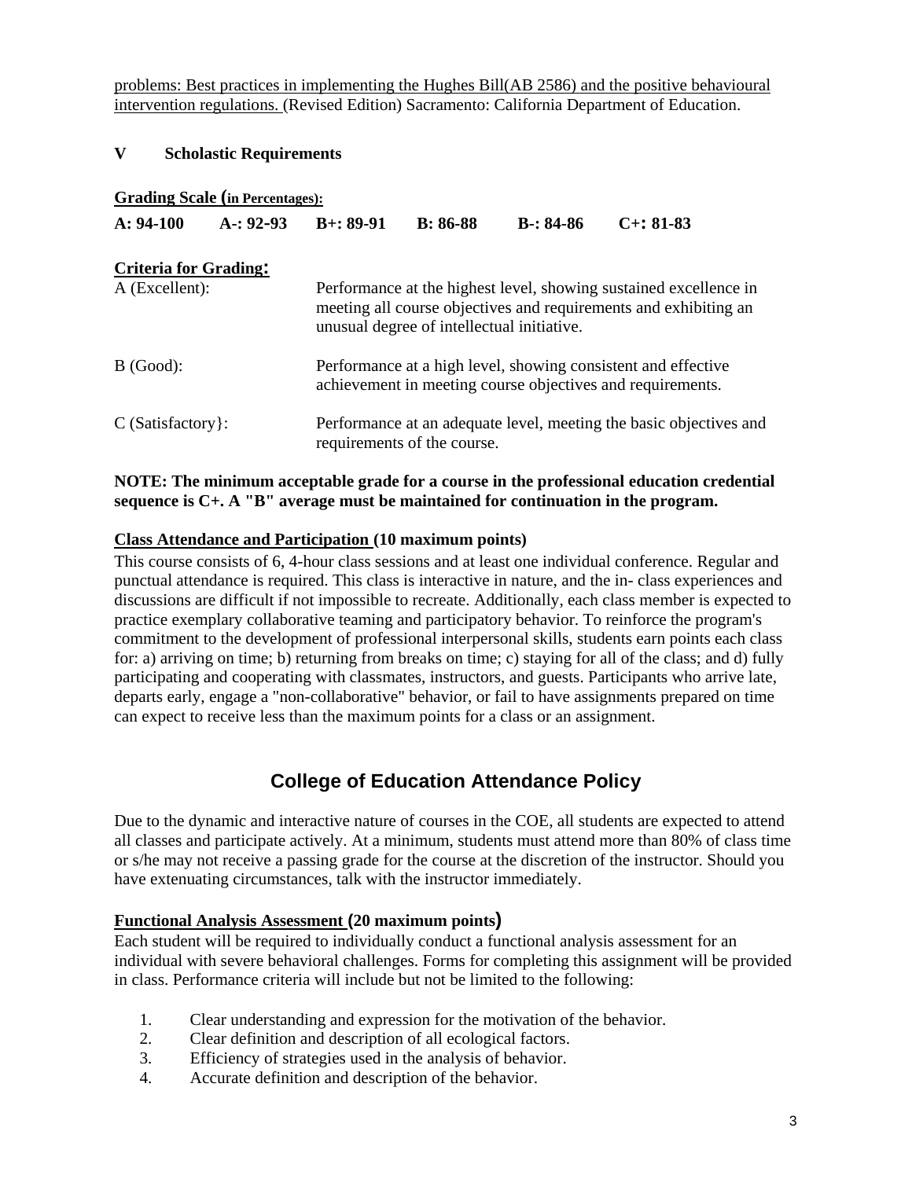problems: Best practices in implementing the Hughes Bill(AB 2586) and the positive behavioural intervention regulations. (Revised Edition) Sacramento: California Department of Education.

## V Scholastic Requirements

**Grading Scale (in Percentages):**

| A: 94-100 | A-: 92-93 | B+: 89-91 | B: 86-88 | B-: 84-86 | C+: 81-83 |
|---|---|---|---|---|---|

**Criteria for Grading:**

| | |
|---|---|
| A (Excellent): | Performance at the highest level, showing sustained excellence in meeting all course objectives and requirements and exhibiting an unusual degree of intellectual initiative. |
| B (Good): | Performance at a high level, showing consistent and effective achievement in meeting course objectives and requirements. |
| C (Satisfactory}: | Performance at an adequate level, meeting the basic objectives and requirements of the course. |

**NOTE: The minimum acceptable grade for a course in the professional education credential sequence is C+. A "B" average must be maintained for continuation in the program.**

**Class Attendance and Participation (10 maximum points)**

This course consists of 6, 4-hour class sessions and at least one individual conference. Regular and punctual attendance is required. This class is interactive in nature, and the in- class experiences and discussions are difficult if not impossible to recreate. Additionally, each class member is expected to practice exemplary collaborative teaming and participatory behavior. To reinforce the program's commitment to the development of professional interpersonal skills, students earn points each class for: a) arriving on time; b) returning from breaks on time; c) staying for all of the class; and d) fully participating and cooperating with classmates, instructors, and guests. Participants who arrive late, departs early, engage a "non-collaborative" behavior, or fail to have assignments prepared on time can expect to receive less than the maximum points for a class or an assignment.

## College of Education Attendance Policy

Due to the dynamic and interactive nature of courses in the COE, all students are expected to attend all classes and participate actively. At a minimum, students must attend more than 80% of class time or s/he may not receive a passing grade for the course at the discretion of the instructor. Should you have extenuating circumstances, talk with the instructor immediately.

**Functional Analysis Assessment (20 maximum points)**

Each student will be required to individually conduct a functional analysis assessment for an individual with severe behavioral challenges. Forms for completing this assignment will be provided in class. Performance criteria will include but not be limited to the following:

1. Clear understanding and expression for the motivation of the behavior.
2. Clear definition and description of all ecological factors.
3. Efficiency of strategies used in the analysis of behavior.
4. Accurate definition and description of the behavior.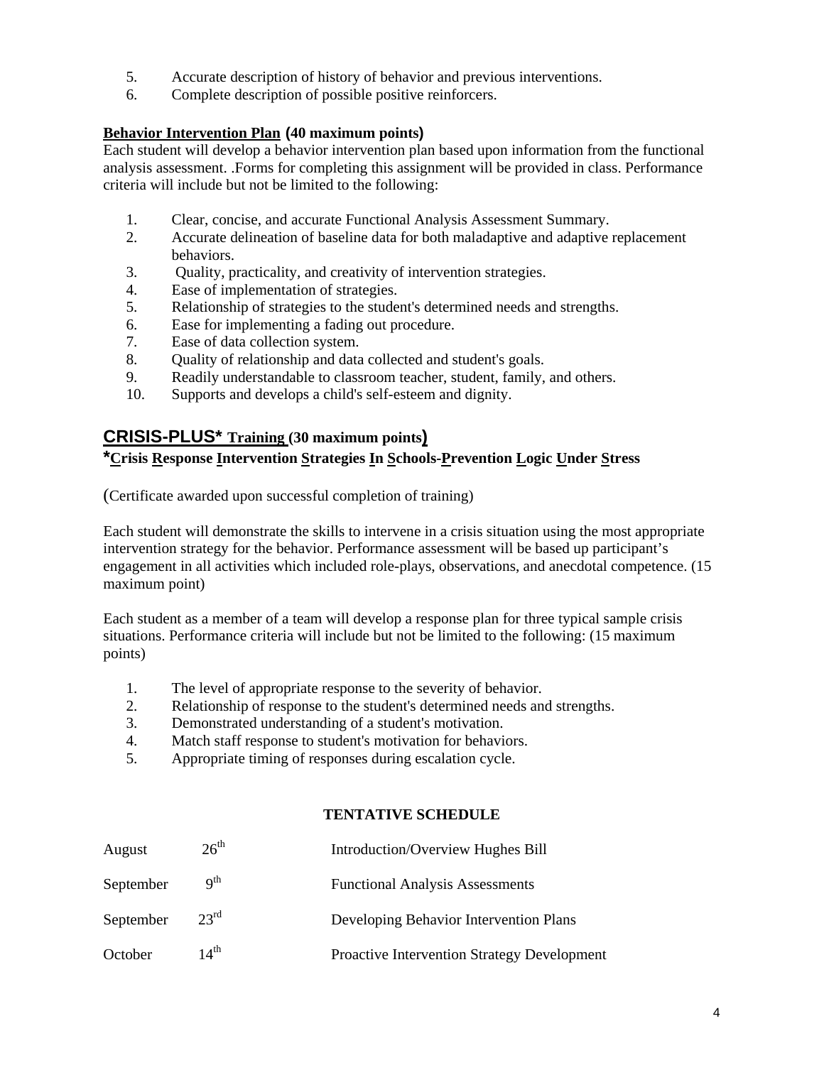5. Accurate description of history of behavior and previous interventions.
6. Complete description of possible positive reinforcers.

**Behavior Intervention Plan (40 maximum points)**
Each student will develop a behavior intervention plan based upon information from the functional analysis assessment. .Forms for completing this assignment will be provided in class. Performance criteria will include but not be limited to the following:

1. Clear, concise, and accurate Functional Analysis Assessment Summary.
2. Accurate delineation of baseline data for both maladaptive and adaptive replacement behaviors.
3. Quality, practicality, and creativity of intervention strategies.
4. Ease of implementation of strategies.
5. Relationship of strategies to the student's determined needs and strengths.
6. Ease for implementing a fading out procedure.
7. Ease of data collection system.
8. Quality of relationship and data collected and student's goals.
9. Readily understandable to classroom teacher, student, family, and others.
10. Supports and develops a child's self-esteem and dignity.

## CRISIS-PLUS* Training (30 maximum points)

**\*Crisis Response Intervention Strategies In Schools-Prevention Logic Under Stress**

(Certificate awarded upon successful completion of training)

Each student will demonstrate the skills to intervene in a crisis situation using the most appropriate intervention strategy for the behavior. Performance assessment will be based up participant's engagement in all activities which included role-plays, observations, and anecdotal competence. (15 maximum point)

Each student as a member of a team will develop a response plan for three typical sample crisis situations. Performance criteria will include but not be limited to the following: (15 maximum points)

1. The level of appropriate response to the severity of behavior.
2. Relationship of response to the student's determined needs and strengths.
3. Demonstrated understanding of a student's motivation.
4. Match staff response to student's motivation for behaviors.
5. Appropriate timing of responses during escalation cycle.

### TENTATIVE SCHEDULE

| | | |
|---|---|---|
| August | 26th | Introduction/Overview Hughes Bill |
| September | 9th | Functional Analysis Assessments |
| September | 23rd | Developing Behavior Intervention Plans |
| October | 14th | Proactive Intervention Strategy Development |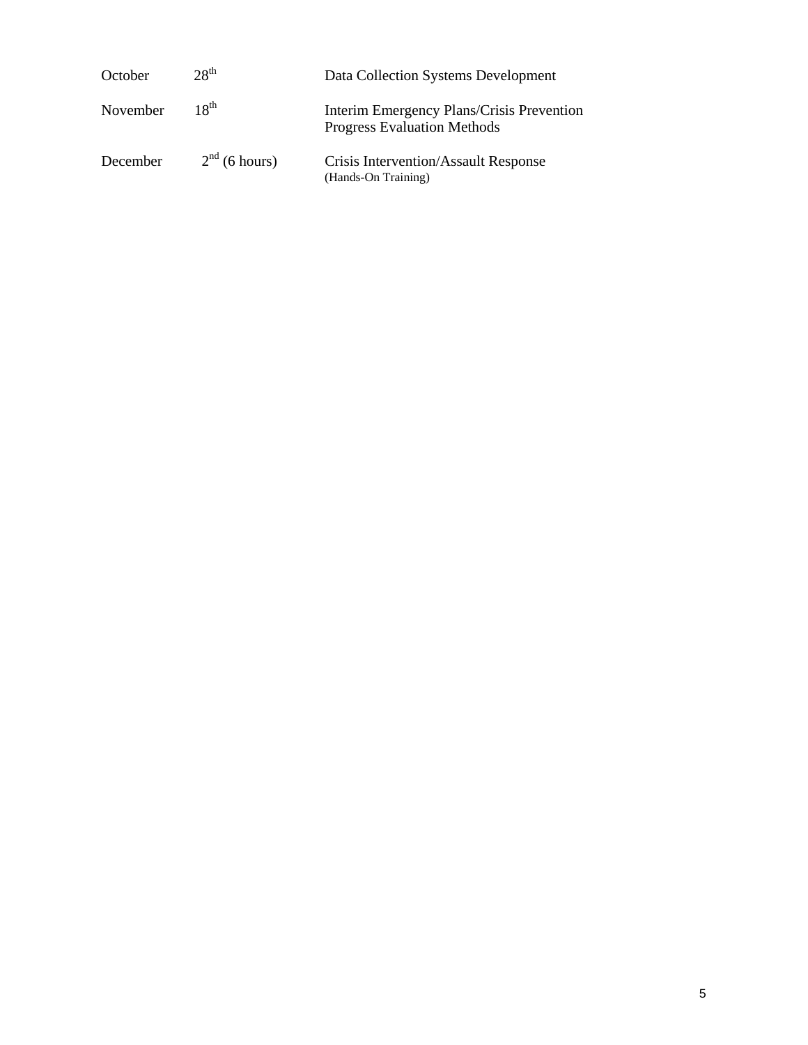| | | |
|---|---|---|
| October | 28th | Data Collection Systems Development |
| November | 18th | Interim Emergency Plans/Crisis Prevention<br>Progress Evaluation Methods |
| December | 2nd (6 hours) | Crisis Intervention/Assault Response<br>(Hands-On Training) |